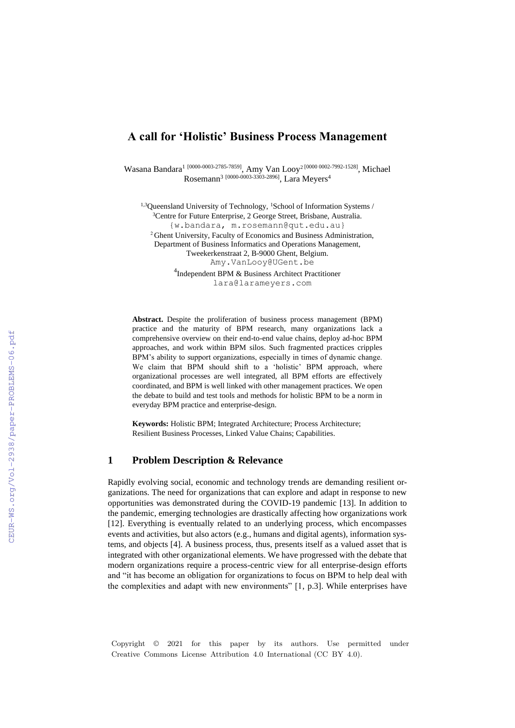# A call for 'Holistic' Business Process Management

Wasana Bandara[1] [0000-0003-2785-7859], Amy Van Looy[2] [0000 0002-7992-1528], Michael Rosemann[3] [0000-0003-3303-2896], Lara Meyers[4]

[1,3]Queensland University of Technology, [1]School of Information Systems / [3]Centre for Future Enterprise, 2 George Street, Brisbane, Australia.
{w.bandara, m.rosemann@qut.edu.au}
[2] Ghent University, Faculty of Economics and Business Administration, Department of Business Informatics and Operations Management, Tweekerkenstraat 2, B-9000 Ghent, Belgium.
Amy.VanLooy@UGent.be
[4]Independent BPM & Business Architect Practitioner
lara@larameyers.com

**Abstract.** Despite the proliferation of business process management (BPM) practice and the maturity of BPM research, many organizations lack a comprehensive overview on their end-to-end value chains, deploy ad-hoc BPM approaches, and work within BPM silos. Such fragmented practices cripples BPM's ability to support organizations, especially in times of dynamic change. We claim that BPM should shift to a 'holistic' BPM approach, where organizational processes are well integrated, all BPM efforts are effectively coordinated, and BPM is well linked with other management practices. We open the debate to build and test tools and methods for holistic BPM to be a norm in everyday BPM practice and enterprise-design.

**Keywords:** Holistic BPM; Integrated Architecture; Process Architecture; Resilient Business Processes, Linked Value Chains; Capabilities.

## 1 Problem Description & Relevance

Rapidly evolving social, economic and technology trends are demanding resilient organizations. The need for organizations that can explore and adapt in response to new opportunities was demonstrated during the COVID-19 pandemic [13]. In addition to the pandemic, emerging technologies are drastically affecting how organizations work [12]. Everything is eventually related to an underlying process, which encompasses events and activities, but also actors (e.g., humans and digital agents), information systems, and objects [4]. A business process, thus, presents itself as a valued asset that is integrated with other organizational elements. We have progressed with the debate that modern organizations require a process-centric view for all enterprise-design efforts and "it has become an obligation for organizations to focus on BPM to help deal with the complexities and adapt with new environments" [1, p.3]. While enterprises have

Copyright © 2021 for this paper by its authors. Use permitted under Creative Commons License Attribution 4.0 International (CC BY 4.0).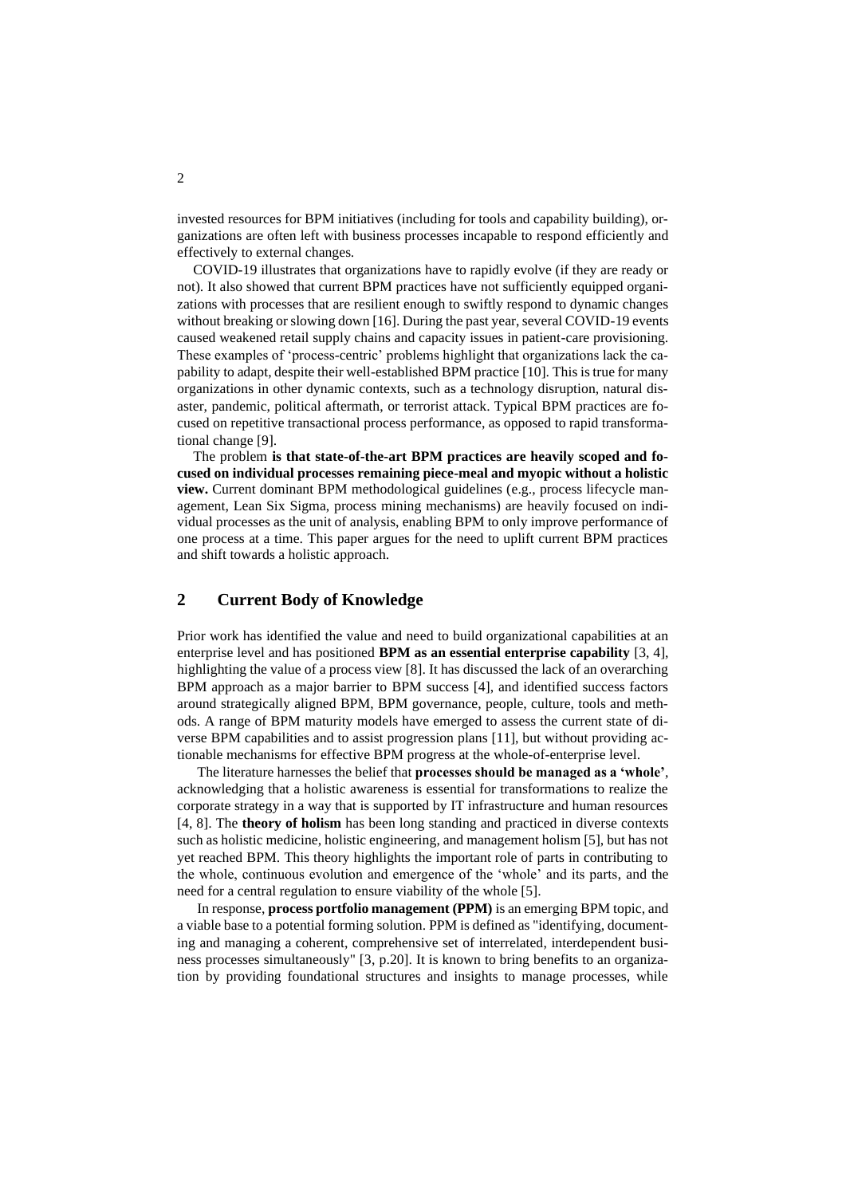invested resources for BPM initiatives (including for tools and capability building), organizations are often left with business processes incapable to respond efficiently and effectively to external changes.

COVID-19 illustrates that organizations have to rapidly evolve (if they are ready or not). It also showed that current BPM practices have not sufficiently equipped organizations with processes that are resilient enough to swiftly respond to dynamic changes without breaking or slowing down [16]. During the past year, several COVID-19 events caused weakened retail supply chains and capacity issues in patient-care provisioning. These examples of 'process-centric' problems highlight that organizations lack the capability to adapt, despite their well-established BPM practice [10]. This is true for many organizations in other dynamic contexts, such as a technology disruption, natural disaster, pandemic, political aftermath, or terrorist attack. Typical BPM practices are focused on repetitive transactional process performance, as opposed to rapid transformational change [9].

The problem **is that state-of-the-art BPM practices are heavily scoped and focused on individual processes remaining piece-meal and myopic without a holistic view.** Current dominant BPM methodological guidelines (e.g., process lifecycle management, Lean Six Sigma, process mining mechanisms) are heavily focused on individual processes as the unit of analysis, enabling BPM to only improve performance of one process at a time. This paper argues for the need to uplift current BPM practices and shift towards a holistic approach.

## 2 Current Body of Knowledge

Prior work has identified the value and need to build organizational capabilities at an enterprise level and has positioned **BPM as an essential enterprise capability** [3, 4], highlighting the value of a process view [8]. It has discussed the lack of an overarching BPM approach as a major barrier to BPM success [4], and identified success factors around strategically aligned BPM, BPM governance, people, culture, tools and methods. A range of BPM maturity models have emerged to assess the current state of diverse BPM capabilities and to assist progression plans [11], but without providing actionable mechanisms for effective BPM progress at the whole-of-enterprise level.

The literature harnesses the belief that **processes should be managed as a 'whole'**, acknowledging that a holistic awareness is essential for transformations to realize the corporate strategy in a way that is supported by IT infrastructure and human resources [4, 8]. The **theory of holism** has been long standing and practiced in diverse contexts such as holistic medicine, holistic engineering, and management holism [5], but has not yet reached BPM. This theory highlights the important role of parts in contributing to the whole, continuous evolution and emergence of the 'whole' and its parts, and the need for a central regulation to ensure viability of the whole [5].

In response, **process portfolio management (PPM)** is an emerging BPM topic, and a viable base to a potential forming solution. PPM is defined as "identifying, documenting and managing a coherent, comprehensive set of interrelated, interdependent business processes simultaneously" [3, p.20]. It is known to bring benefits to an organization by providing foundational structures and insights to manage processes, while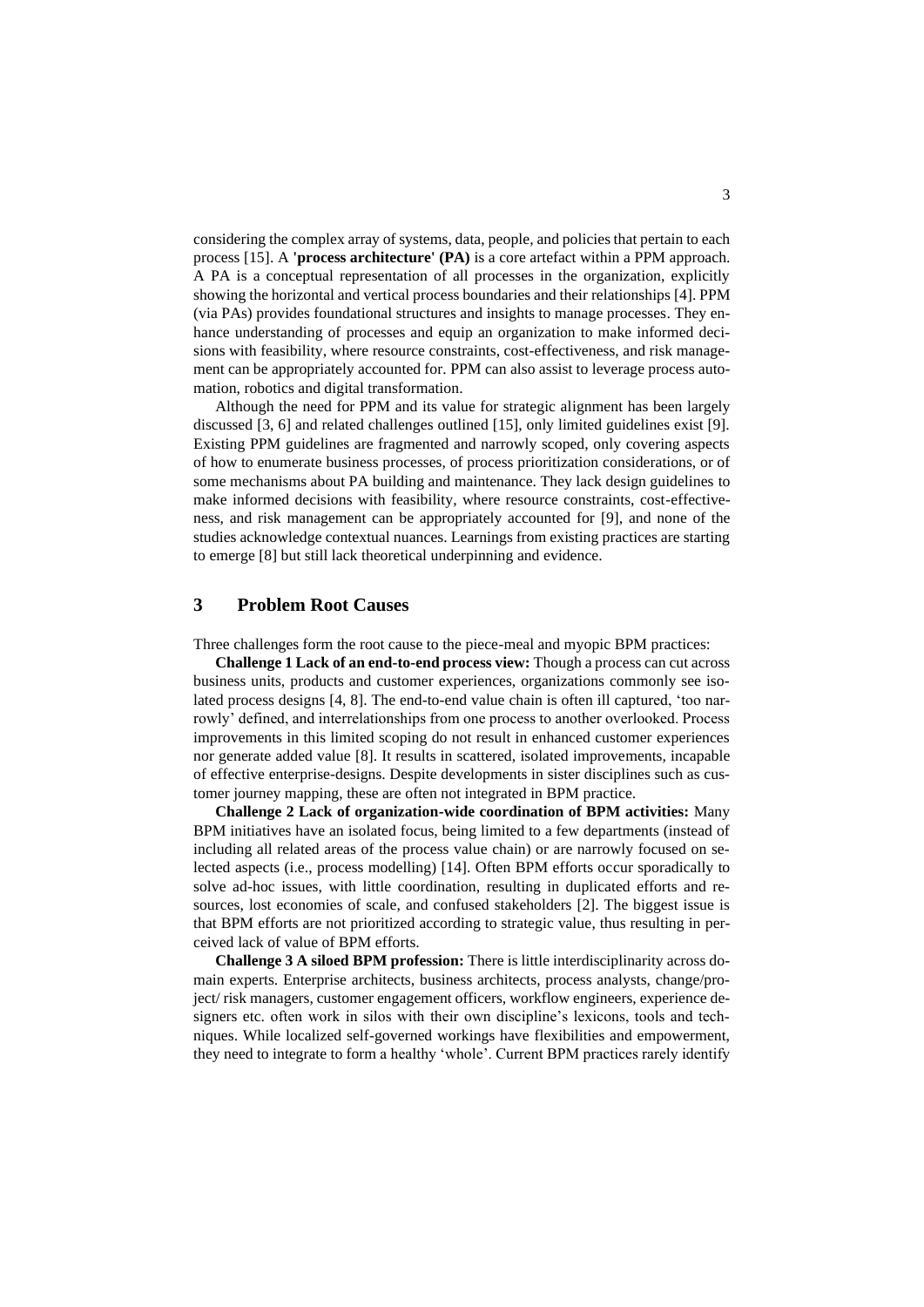considering the complex array of systems, data, people, and policies that pertain to each process [15]. A **'process architecture' (PA)** is a core artefact within a PPM approach. A PA is a conceptual representation of all processes in the organization, explicitly showing the horizontal and vertical process boundaries and their relationships [4]. PPM (via PAs) provides foundational structures and insights to manage processes. They enhance understanding of processes and equip an organization to make informed decisions with feasibility, where resource constraints, cost-effectiveness, and risk management can be appropriately accounted for. PPM can also assist to leverage process automation, robotics and digital transformation.

Although the need for PPM and its value for strategic alignment has been largely discussed [3, 6] and related challenges outlined [15], only limited guidelines exist [9]. Existing PPM guidelines are fragmented and narrowly scoped, only covering aspects of how to enumerate business processes, of process prioritization considerations, or of some mechanisms about PA building and maintenance. They lack design guidelines to make informed decisions with feasibility, where resource constraints, cost-effectiveness, and risk management can be appropriately accounted for [9], and none of the studies acknowledge contextual nuances. Learnings from existing practices are starting to emerge [8] but still lack theoretical underpinning and evidence.

## 3 Problem Root Causes

Three challenges form the root cause to the piece-meal and myopic BPM practices:

**Challenge 1 Lack of an end-to-end process view:** Though a process can cut across business units, products and customer experiences, organizations commonly see isolated process designs [4, 8]. The end-to-end value chain is often ill captured, 'too narrowly' defined, and interrelationships from one process to another overlooked. Process improvements in this limited scoping do not result in enhanced customer experiences nor generate added value [8]. It results in scattered, isolated improvements, incapable of effective enterprise-designs. Despite developments in sister disciplines such as customer journey mapping, these are often not integrated in BPM practice.

**Challenge 2 Lack of organization-wide coordination of BPM activities:** Many BPM initiatives have an isolated focus, being limited to a few departments (instead of including all related areas of the process value chain) or are narrowly focused on selected aspects (i.e., process modelling) [14]. Often BPM efforts occur sporadically to solve ad-hoc issues, with little coordination, resulting in duplicated efforts and resources, lost economies of scale, and confused stakeholders [2]. The biggest issue is that BPM efforts are not prioritized according to strategic value, thus resulting in perceived lack of value of BPM efforts.

**Challenge 3 A siloed BPM profession:** There is little interdisciplinarity across domain experts. Enterprise architects, business architects, process analysts, change/project/ risk managers, customer engagement officers, workflow engineers, experience designers etc. often work in silos with their own discipline's lexicons, tools and techniques. While localized self-governed workings have flexibilities and empowerment, they need to integrate to form a healthy 'whole'. Current BPM practices rarely identify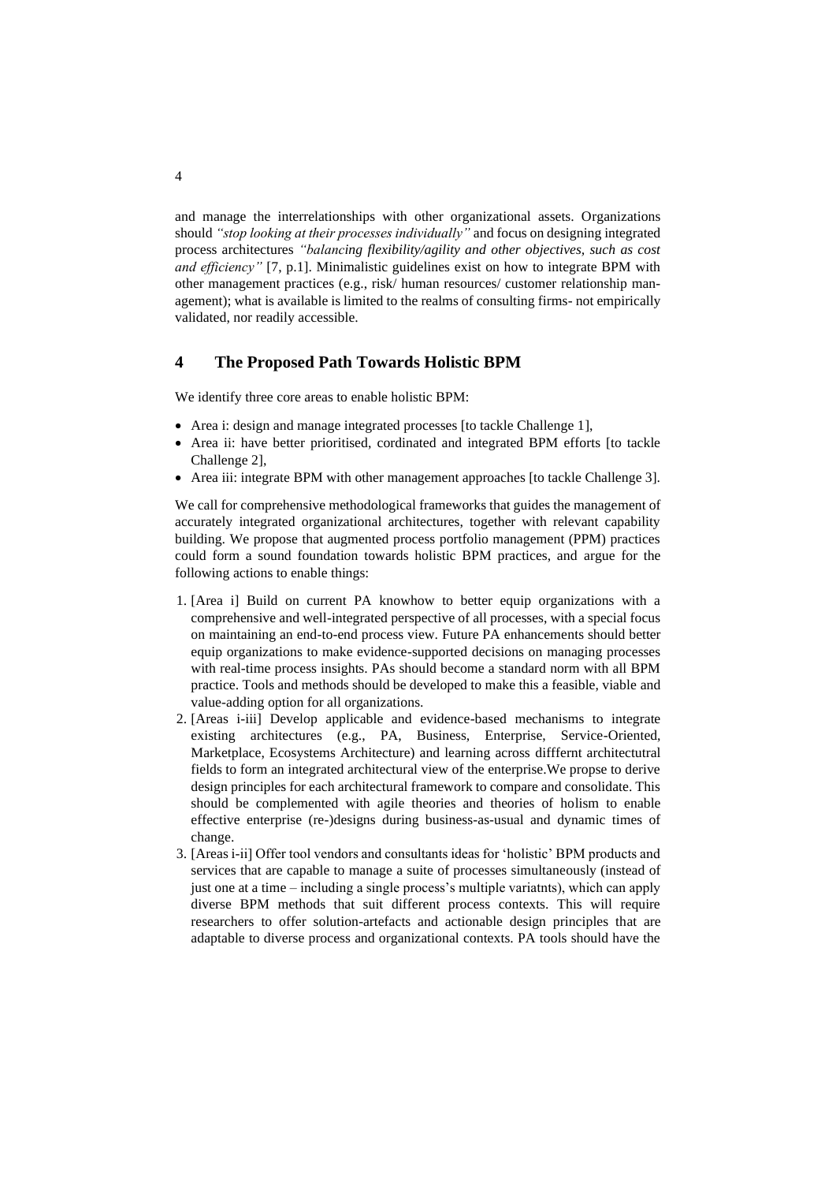and manage the interrelationships with other organizational assets. Organizations should *"stop looking at their processes individually"* and focus on designing integrated process architectures *"balancing flexibility/agility and other objectives, such as cost and efficiency"* [7, p.1]. Minimalistic guidelines exist on how to integrate BPM with other management practices (e.g., risk/ human resources/ customer relationship management); what is available is limited to the realms of consulting firms- not empirically validated, nor readily accessible.

## 4 The Proposed Path Towards Holistic BPM

We identify three core areas to enable holistic BPM:

- Area i: design and manage integrated processes [to tackle Challenge 1],
- Area ii: have better prioritised, cordinated and integrated BPM efforts [to tackle Challenge 2],
- Area iii: integrate BPM with other management approaches [to tackle Challenge 3].

We call for comprehensive methodological frameworks that guides the management of accurately integrated organizational architectures, together with relevant capability building. We propose that augmented process portfolio management (PPM) practices could form a sound foundation towards holistic BPM practices, and argue for the following actions to enable things:

1. [Area i] Build on current PA knowhow to better equip organizations with a comprehensive and well-integrated perspective of all processes, with a special focus on maintaining an end-to-end process view. Future PA enhancements should better equip organizations to make evidence-supported decisions on managing processes with real-time process insights. PAs should become a standard norm with all BPM practice. Tools and methods should be developed to make this a feasible, viable and value-adding option for all organizations.
2. [Areas i-iii] Develop applicable and evidence-based mechanisms to integrate existing architectures (e.g., PA, Business, Enterprise, Service-Oriented, Marketplace, Ecosystems Architecture) and learning across difffernt architectutral fields to form an integrated architectural view of the enterprise.We propse to derive design principles for each architectural framework to compare and consolidate. This should be complemented with agile theories and theories of holism to enable effective enterprise (re-)designs during business-as-usual and dynamic times of change.
3. [Areas i-ii] Offer tool vendors and consultants ideas for 'holistic' BPM products and services that are capable to manage a suite of processes simultaneously (instead of just one at a time – including a single process's multiple variatnts), which can apply diverse BPM methods that suit different process contexts. This will require researchers to offer solution-artefacts and actionable design principles that are adaptable to diverse process and organizational contexts. PA tools should have the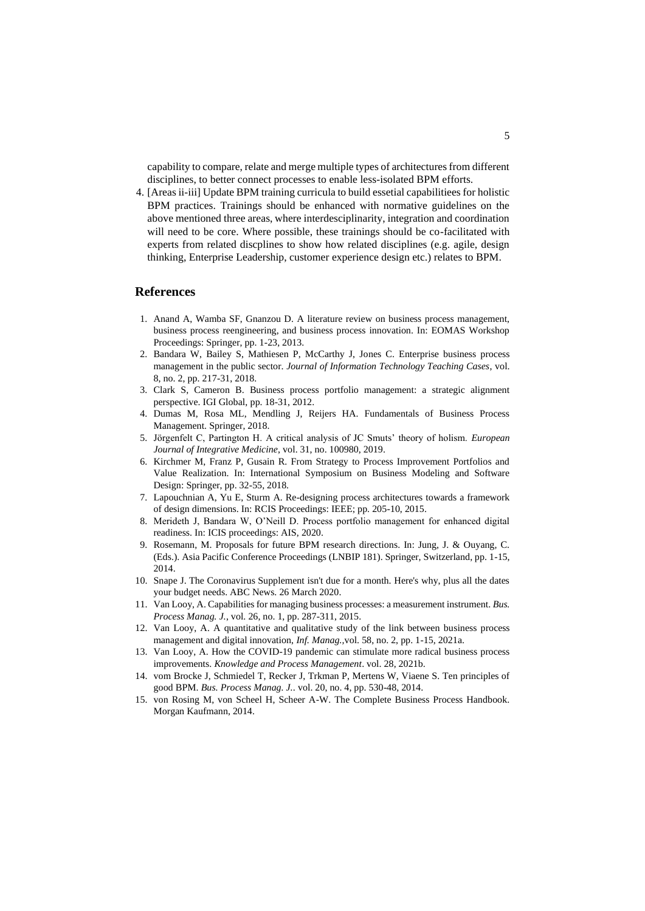capability to compare, relate and merge multiple types of architectures from different disciplines, to better connect processes to enable less-isolated BPM efforts.

4. [Areas ii-iii] Update BPM training curricula to build essetial capabilitiees for holistic BPM practices. Trainings should be enhanced with normative guidelines on the above mentioned three areas, where interdesciplinarity, integration and coordination will need to be core. Where possible, these trainings should be co-facilitated with experts from related discplines to show how related disciplines (e.g. agile, design thinking, Enterprise Leadership, customer experience design etc.) relates to BPM.

## References

1. Anand A, Wamba SF, Gnanzou D. A literature review on business process management, business process reengineering, and business process innovation. In: EOMAS Workshop Proceedings: Springer, pp. 1-23, 2013.
2. Bandara W, Bailey S, Mathiesen P, McCarthy J, Jones C. Enterprise business process management in the public sector. *Journal of Information Technology Teaching Cases*, vol. 8, no. 2, pp. 217-31, 2018.
3. Clark S, Cameron B. Business process portfolio management: a strategic alignment perspective. IGI Global, pp. 18-31, 2012.
4. Dumas M, Rosa ML, Mendling J, Reijers HA. Fundamentals of Business Process Management. Springer, 2018.
5. Jörgenfelt C, Partington H. A critical analysis of JC Smuts' theory of holism. *European Journal of Integrative Medicine*, vol. 31, no. 100980, 2019.
6. Kirchmer M, Franz P, Gusain R. From Strategy to Process Improvement Portfolios and Value Realization. In: International Symposium on Business Modeling and Software Design: Springer, pp. 32-55, 2018.
7. Lapouchnian A, Yu E, Sturm A. Re-designing process architectures towards a framework of design dimensions. In: RCIS Proceedings: IEEE; pp. 205-10, 2015.
8. Merideth J, Bandara W, O'Neill D. Process portfolio management for enhanced digital readiness. In: ICIS proceedings: AIS, 2020.
9. Rosemann, M. Proposals for future BPM research directions. In: Jung, J. & Ouyang, C. (Eds.). Asia Pacific Conference Proceedings (LNBIP 181). Springer, Switzerland, pp. 1-15, 2014.
10. Snape J. The Coronavirus Supplement isn't due for a month. Here's why, plus all the dates your budget needs. ABC News. 26 March 2020.
11. Van Looy, A. Capabilities for managing business processes: a measurement instrument. *Bus. Process Manag. J.*, vol. 26, no. 1, pp. 287-311, 2015.
12. Van Looy, A. A quantitative and qualitative study of the link between business process management and digital innovation, *Inf. Manag.*,vol. 58, no. 2, pp. 1-15, 2021a.
13. Van Looy, A. How the COVID-19 pandemic can stimulate more radical business process improvements. *Knowledge and Process Management*. vol. 28, 2021b.
14. vom Brocke J, Schmiedel T, Recker J, Trkman P, Mertens W, Viaene S. Ten principles of good BPM. *Bus. Process Manag. J.*. vol. 20, no. 4, pp. 530-48, 2014.
15. von Rosing M, von Scheel H, Scheer A-W. The Complete Business Process Handbook. Morgan Kaufmann, 2014.